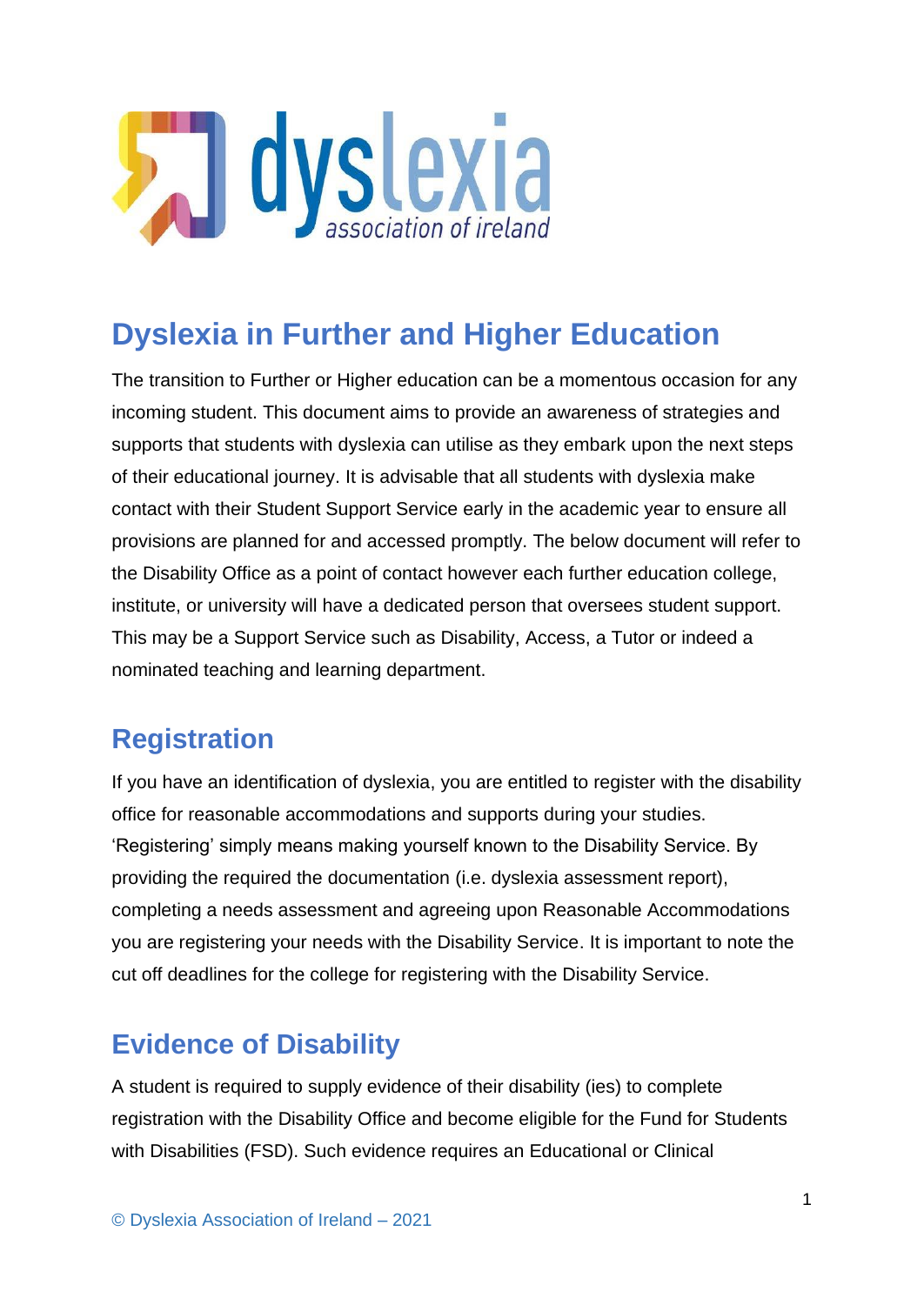# Dyslexia in Further and Higher Education

The transition to Further or Higher education can be a momentous occasion for any incoming student. This document aims to provide an awareness of strategies and supports that students with dyslexia can utilise as they embark upon the next steps of their educational journey. It is advisable that all students with dyslexia make contact with their Student Support Service early in the academic year to ensure all provisions are planned for and accessed promptly. The below document will refer to the Disability Office as a point of contact however each further education college, institute, or university will have a dedicated person that oversees student support. This may be a Support Service such as Disability, Access, a Tutor or indeed a nominated teaching and learning department.

## Registration

If you have an identification of dyslexia, you are entitled to register with the disability office for reasonable accommodations and supports during your studies. 'Registering' simply means making yourself known to the Disability Service. By providing the required the documentation (i.e. dyslexia assessment report), completing a needs assessment and agreeing upon Reasonable Accommodations you are registering your needs with the Disability Service. It is important to note the cut off deadlines for the college for registering with the Disability Service.

## Evidence of Disability

A student is required to supply evidence of their disability (ies) to complete registration with the Disability Office and become eligible for the Fund for Students with Disabilities (FSD). Such evidence requires an Educational or Clinical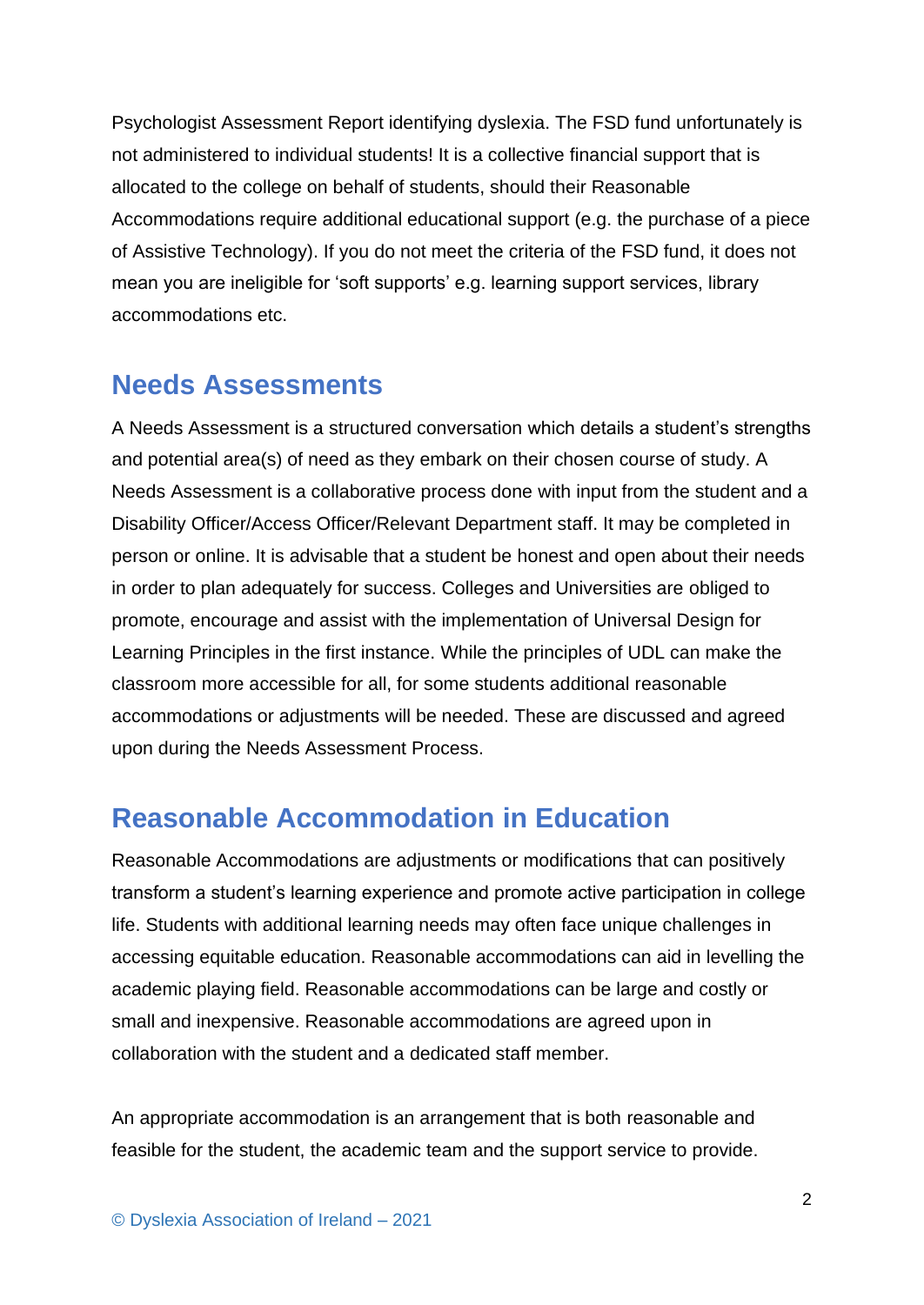Psychologist Assessment Report identifying dyslexia. The FSD fund unfortunately is not administered to individual students! It is a collective financial support that is allocated to the college on behalf of students, should their Reasonable Accommodations require additional educational support (e.g. the purchase of a piece of Assistive Technology). If you do not meet the criteria of the FSD fund, it does not mean you are ineligible for 'soft supports' e.g. learning support services, library accommodations etc.

## Needs Assessments

A Needs Assessment is a structured conversation which details a student's strengths and potential area(s) of need as they embark on their chosen course of study. A Needs Assessment is a collaborative process done with input from the student and a Disability Officer/Access Officer/Relevant Department staff. It may be completed in person or online. It is advisable that a student be honest and open about their needs in order to plan adequately for success. Colleges and Universities are obliged to promote, encourage and assist with the implementation of Universal Design for Learning Principles in the first instance. While the principles of UDL can make the classroom more accessible for all, for some students additional reasonable accommodations or adjustments will be needed. These are discussed and agreed upon during the Needs Assessment Process.

## Reasonable Accommodation in Education

Reasonable Accommodations are adjustments or modifications that can positively transform a student's learning experience and promote active participation in college life. Students with additional learning needs may often face unique challenges in accessing equitable education. Reasonable accommodations can aid in levelling the academic playing field. Reasonable accommodations can be large and costly or small and inexpensive. Reasonable accommodations are agreed upon in collaboration with the student and a dedicated staff member.

An appropriate accommodation is an arrangement that is both reasonable and feasible for the student, the academic team and the support service to provide.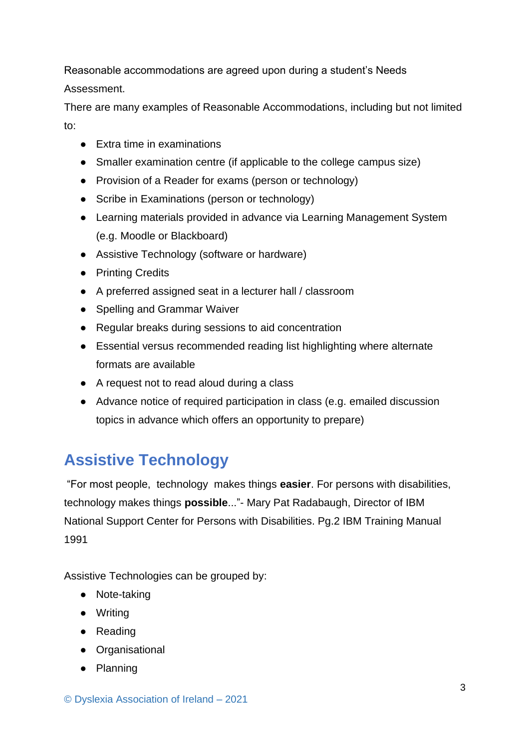Reasonable accommodations are agreed upon during a student's Needs Assessment.

There are many examples of Reasonable Accommodations, including but not limited to:

- Extra time in examinations
- Smaller examination centre (if applicable to the college campus size)
- Provision of a Reader for exams (person or technology)
- Scribe in Examinations (person or technology)
- Learning materials provided in advance via Learning Management System (e.g. Moodle or Blackboard)
- Assistive Technology (software or hardware)
- Printing Credits
- A preferred assigned seat in a lecturer hall / classroom
- Spelling and Grammar Waiver
- Regular breaks during sessions to aid concentration
- Essential versus recommended reading list highlighting where alternate formats are available
- A request not to read aloud during a class
- Advance notice of required participation in class (e.g. emailed discussion topics in advance which offers an opportunity to prepare)

## Assistive Technology

"For most people, technology makes things **easier**. For persons with disabilities, technology makes things **possible**..."- Mary Pat Radabaugh, Director of IBM National Support Center for Persons with Disabilities. Pg.2 IBM Training Manual 1991

Assistive Technologies can be grouped by:

- Note-taking
- Writing
- Reading
- Organisational
- Planning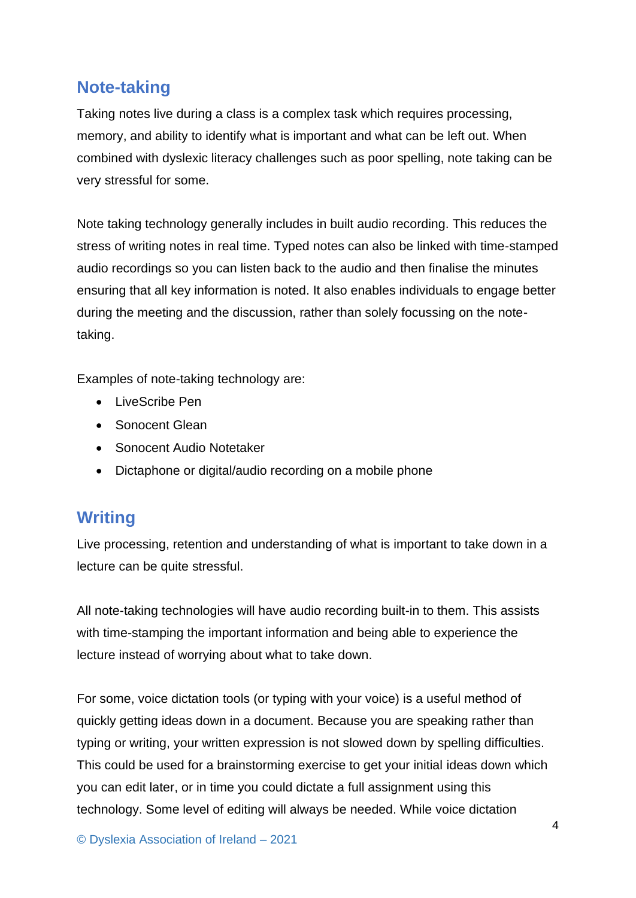## Note-taking

Taking notes live during a class is a complex task which requires processing, memory, and ability to identify what is important and what can be left out. When combined with dyslexic literacy challenges such as poor spelling, note taking can be very stressful for some.

Note taking technology generally includes in built audio recording. This reduces the stress of writing notes in real time. Typed notes can also be linked with time-stamped audio recordings so you can listen back to the audio and then finalise the minutes ensuring that all key information is noted. It also enables individuals to engage better during the meeting and the discussion, rather than solely focussing on the note-taking.

Examples of note-taking technology are:

- LiveScribe Pen
- Sonocent Glean
- Sonocent Audio Notetaker
- Dictaphone or digital/audio recording on a mobile phone

## Writing

Live processing, retention and understanding of what is important to take down in a lecture can be quite stressful.

All note-taking technologies will have audio recording built-in to them. This assists with time-stamping the important information and being able to experience the lecture instead of worrying about what to take down.

For some, voice dictation tools (or typing with your voice) is a useful method of quickly getting ideas down in a document. Because you are speaking rather than typing or writing, your written expression is not slowed down by spelling difficulties. This could be used for a brainstorming exercise to get your initial ideas down which you can edit later, or in time you could dictate a full assignment using this technology. Some level of editing will always be needed. While voice dictation

© Dyslexia Association of Ireland – 2021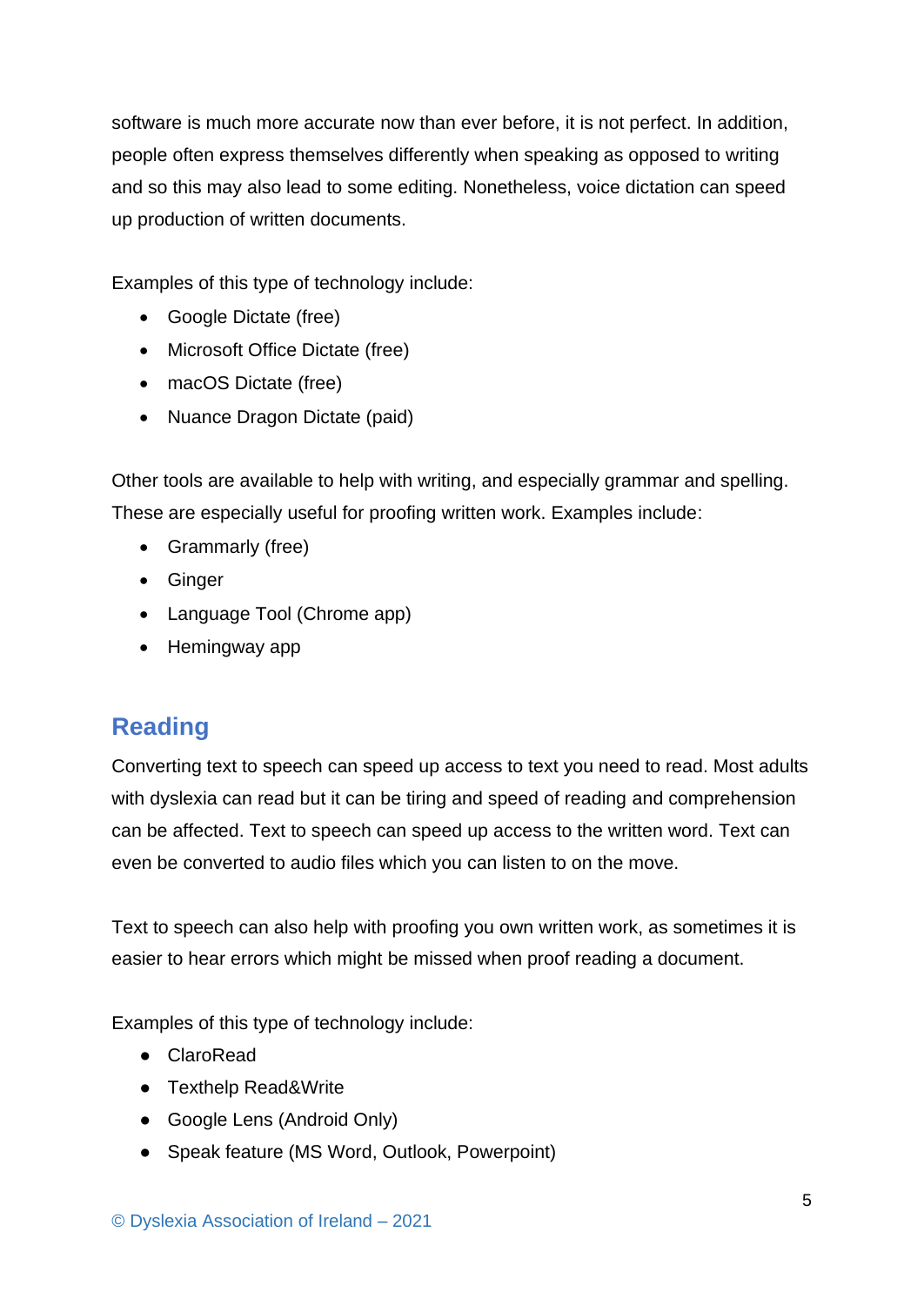software is much more accurate now than ever before, it is not perfect. In addition, people often express themselves differently when speaking as opposed to writing and so this may also lead to some editing. Nonetheless, voice dictation can speed up production of written documents.

Examples of this type of technology include:

- Google Dictate (free)
- Microsoft Office Dictate (free)
- macOS Dictate (free)
- Nuance Dragon Dictate (paid)

Other tools are available to help with writing, and especially grammar and spelling. These are especially useful for proofing written work. Examples include:

- Grammarly (free)
- Ginger
- Language Tool (Chrome app)
- Hemingway app

## Reading

Converting text to speech can speed up access to text you need to read. Most adults with dyslexia can read but it can be tiring and speed of reading and comprehension can be affected. Text to speech can speed up access to the written word. Text can even be converted to audio files which you can listen to on the move.

Text to speech can also help with proofing you own written work, as sometimes it is easier to hear errors which might be missed when proof reading a document.

Examples of this type of technology include:

- ClaroRead
- Texthelp Read&Write
- Google Lens (Android Only)
- Speak feature (MS Word, Outlook, Powerpoint)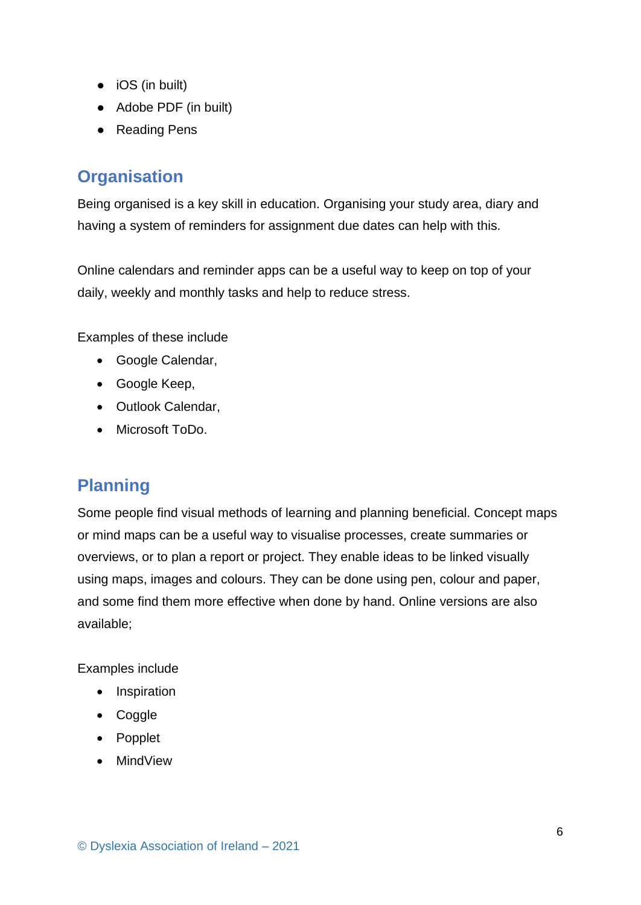- iOS (in built)
- Adobe PDF (in built)
- Reading Pens

## Organisation

Being organised is a key skill in education. Organising your study area, diary and having a system of reminders for assignment due dates can help with this.

Online calendars and reminder apps can be a useful way to keep on top of your daily, weekly and monthly tasks and help to reduce stress.

Examples of these include

- Google Calendar,
- Google Keep,
- Outlook Calendar,
- Microsoft ToDo.

## Planning

Some people find visual methods of learning and planning beneficial. Concept maps or mind maps can be a useful way to visualise processes, create summaries or overviews, or to plan a report or project. They enable ideas to be linked visually using maps, images and colours. They can be done using pen, colour and paper, and some find them more effective when done by hand. Online versions are also available;

Examples include

- Inspiration
- Coggle
- Popplet
- MindView

© Dyslexia Association of Ireland – 2021